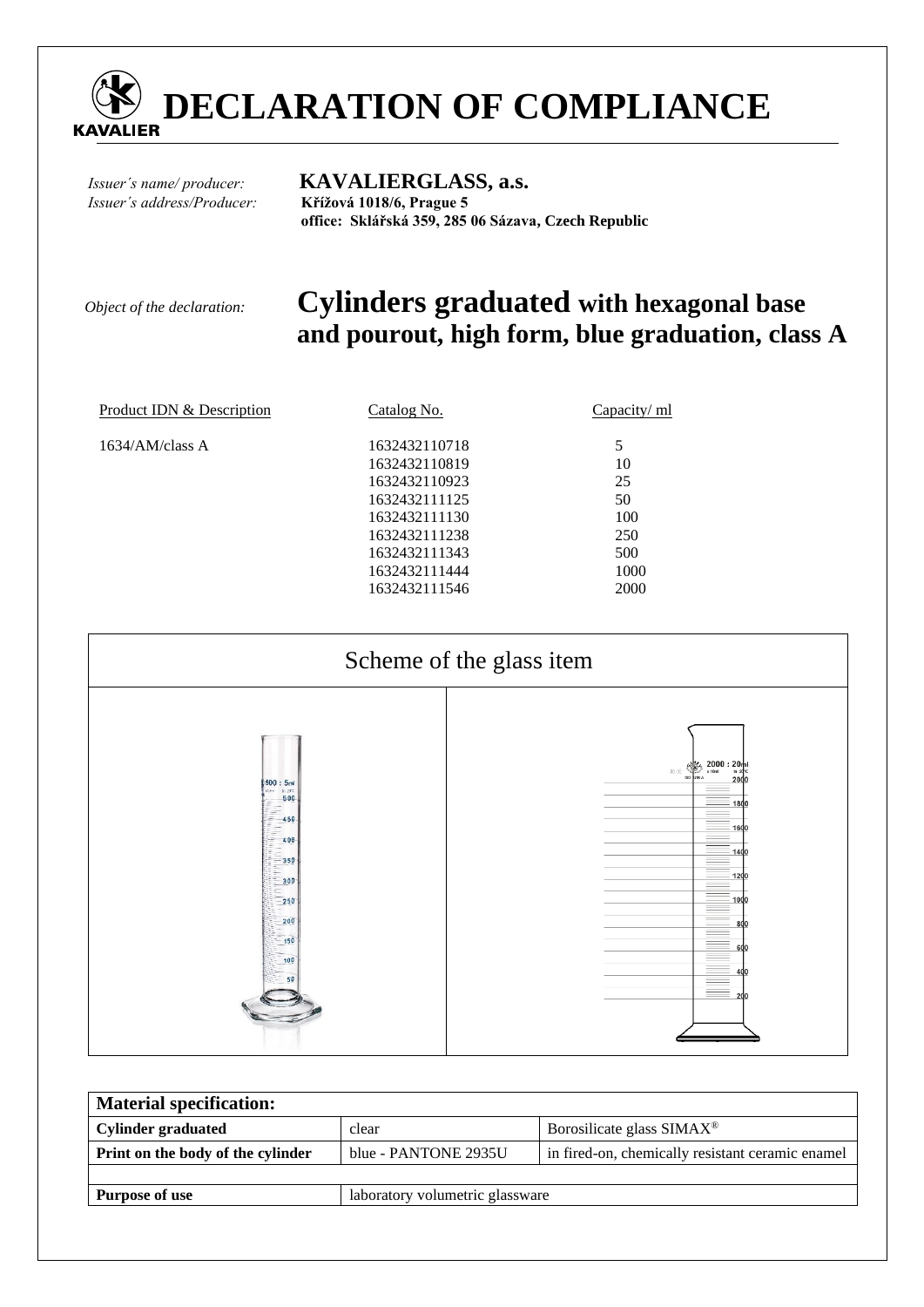# DECLARATION OF COMPLIANCE

*Issuer´s name/ producer:* **KAVALIERGLASS, a.s.**
*Issuer´s address/Producer:* **Křížová 1018/6, Prague 5**
**office: Sklářská 359, 285 06 Sázava, Czech Republic**

*Object of the declaration:* **Cylinders graduated with hexagonal base and pourout, high form, blue graduation, class A**

| Product IDN & Description | Catalog No. | Capacity/ ml |
|---|---|---|
| 1634/AM/class A | 1632432110718 | 5 |
| | 1632432110819 | 10 |
| | 1632432110923 | 25 |
| | 1632432111125 | 50 |
| | 1632432111130 | 100 |
| | 1632432111238 | 250 |
| | 1632432111343 | 500 |
| | 1632432111444 | 1000 |
| | 1632432111546 | 2000 |

## Scheme of the glass item

| Material specification: | | |
|---|---|---|
| **Cylinder graduated** | clear | Borosilicate glass SIMAX® |
| **Print on the body of the cylinder** | blue - PANTONE 2935U | in fired-on, chemically resistant ceramic enamel |
| | | |
| **Purpose of use** | laboratory volumetric glassware | |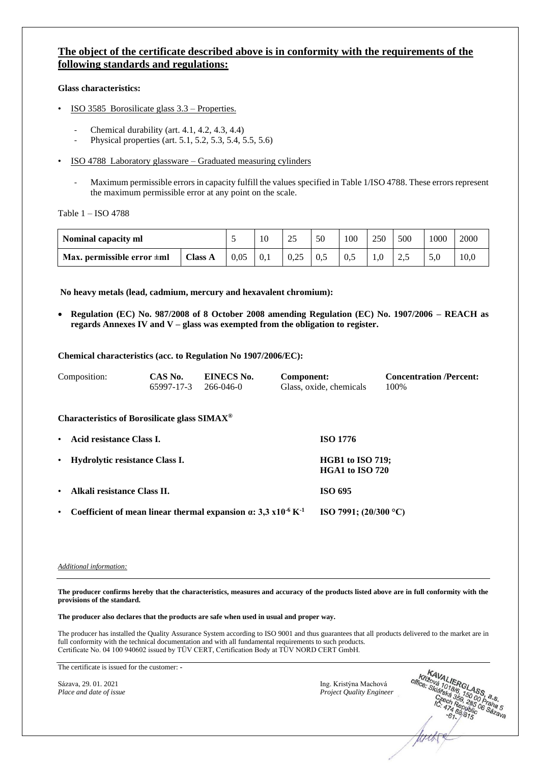## The object of the certificate described above is in conformity with the requirements of the following standards and regulations:

**Glass characteristics:**

- ISO 3585 Borosilicate glass 3.3 – Properties.
  - Chemical durability (art. 4.1, 4.2, 4.3, 4.4)
  - Physical properties (art. 5.1, 5.2, 5.3, 5.4, 5.5, 5.6)

- ISO 4788 Laboratory glassware – Graduated measuring cylinders
  - Maximum permissible errors in capacity fulfill the values specified in Table 1/ISO 4788. These errors represent the maximum permissible error at any point on the scale.

Table 1 – ISO 4788

| **Nominal capacity ml** | | 5 | 10 | 25 | 50 | 100 | 250 | 500 | 1000 | 2000 |
|---|---|---|---|---|---|---|---|---|---|---|
| **Max. permissible error ±ml** | **Class A** | 0,05 | 0,1 | 0,25 | 0,5 | 0,5 | 1,0 | 2,5 | 5,0 | 10,0 |

**No heavy metals (lead, cadmium, mercury and hexavalent chromium):**

- **Regulation (EC) No. 987/2008 of 8 October 2008 amending Regulation (EC) No. 1907/2006 – REACH as regards Annexes IV and V – glass was exempted from the obligation to register.**

**Chemical characteristics (acc. to Regulation No 1907/2006/EC):**

| Composition: | **CAS No.** | **EINECS No.** | **Component:** | **Concentration /Percent:** |
|---|---|---|---|---|
| | 65997-17-3 | 266-046-0 | Glass, oxide, chemicals | 100% |

**Characteristics of Borosilicate glass SIMAX®**

- **Acid resistance Class I.** — **ISO 1776**
- **Hydrolytic resistance Class I.** — **HGB1 to ISO 719; HGA1 to ISO 720**
- **Alkali resistance Class II.** — **ISO 695**
- **Coefficient of mean linear thermal expansion α: 3,3 x$10^{-6}$ $K^{-1}$** — **ISO 7991; (20/300 °C)**

*Additional information:*

**The producer confirms hereby that the characteristics, measures and accuracy of the products listed above are in full conformity with the provisions of the standard.**

**The producer also declares that the products are safe when used in usual and proper way.**

The producer has installed the Quality Assurance System according to ISO 9001 and thus guarantees that all products delivered to the market are in full conformity with the technical documentation and with all fundamental requirements to such products.
Certificate No. 04 100 940602 issued by TÜV CERT, Certification Body at TÜV NORD CERT GmbH.

The certificate is issued for the customer: -

Sázava, 29. 01. 2021
*Place and date of issue*

Ing. Kristýna Machová
*Project Quality Engineer*

KAVALIERGLASS, a.s.
Křížová 1018/6, 150 00 Praha 5
office: Sklářská 359, 285 06 Sázava
Czech Republic
IČ: 474 68 815
-61-